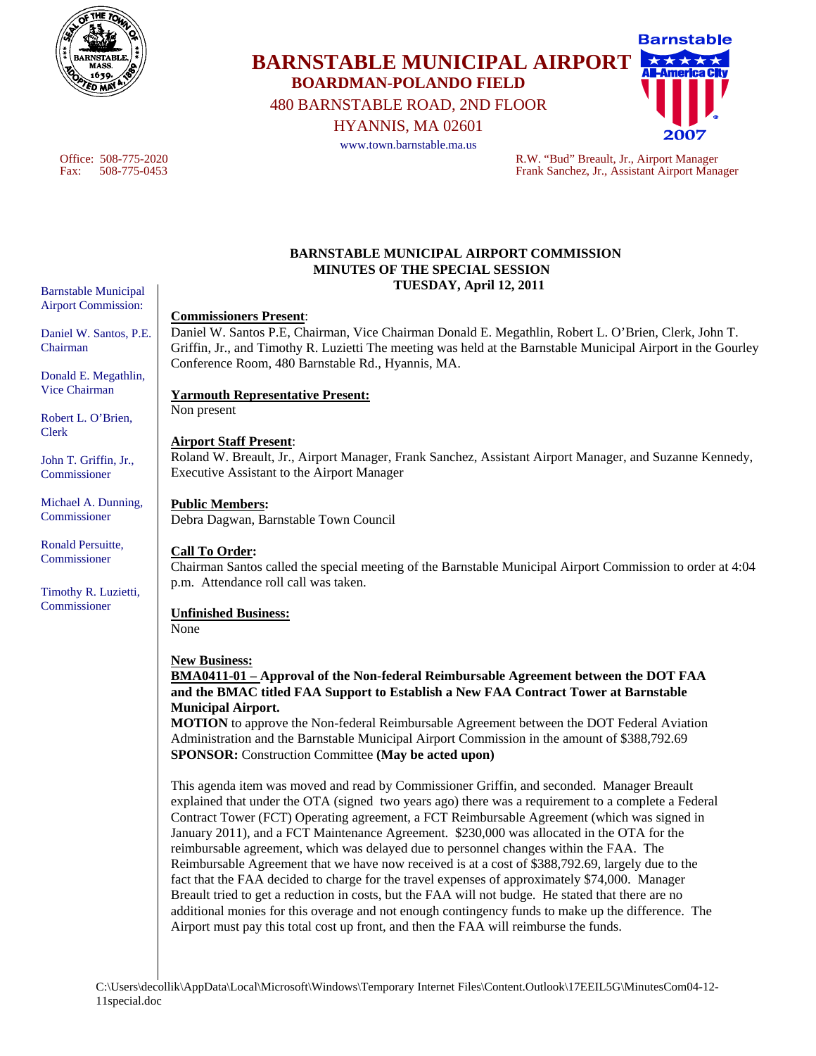# BARNSTABLE MUNICIPAL AIRPORT

**BOARDMAN-POLANDO FIELD**

480 BARNSTABLE ROAD, 2ND FLOOR

HYANNIS, MA 02601

www.town.barnstable.ma.us

Office: 508-775-2020
Fax: 508-775-0453

R.W. "Bud" Breault, Jr., Airport Manager
Frank Sanchez, Jr., Assistant Airport Manager

Barnstable Municipal Airport Commission:

Daniel W. Santos, P.E. Chairman

Donald E. Megathlin, Vice Chairman

Robert L. O'Brien, Clerk

John T. Griffin, Jr., Commissioner

Michael A. Dunning, Commissioner

Ronald Persuitte, Commissioner

Timothy R. Luzietti, Commissioner

## BARNSTABLE MUNICIPAL AIRPORT COMMISSION
## MINUTES OF THE SPECIAL SESSION
## TUESDAY, April 12, 2011

**Commissioners Present**:
Daniel W. Santos P.E, Chairman, Vice Chairman Donald E. Megathlin, Robert L. O'Brien, Clerk, John T. Griffin, Jr., and Timothy R. Luzietti The meeting was held at the Barnstable Municipal Airport in the Gourley Conference Room, 480 Barnstable Rd., Hyannis, MA.

**Yarmouth Representative Present:**
Non present

**Airport Staff Present**:
Roland W. Breault, Jr., Airport Manager, Frank Sanchez, Assistant Airport Manager, and Suzanne Kennedy, Executive Assistant to the Airport Manager

**Public Members:**
Debra Dagwan, Barnstable Town Council

**Call To Order:**
Chairman Santos called the special meeting of the Barnstable Municipal Airport Commission to order at 4:04 p.m. Attendance roll call was taken.

**Unfinished Business:**
None

**New Business:**
**BMA0411-01 – Approval of the Non-federal Reimbursable Agreement between the DOT FAA and the BMAC titled FAA Support to Establish a New FAA Contract Tower at Barnstable Municipal Airport.**
**MOTION** to approve the Non-federal Reimbursable Agreement between the DOT Federal Aviation Administration and the Barnstable Municipal Airport Commission in the amount of $388,792.69
**SPONSOR:** Construction Committee **(May be acted upon)**

This agenda item was moved and read by Commissioner Griffin, and seconded. Manager Breault explained that under the OTA (signed two years ago) there was a requirement to a complete a Federal Contract Tower (FCT) Operating agreement, a FCT Reimbursable Agreement (which was signed in January 2011), and a FCT Maintenance Agreement. $230,000 was allocated in the OTA for the reimbursable agreement, which was delayed due to personnel changes within the FAA. The Reimbursable Agreement that we have now received is at a cost of $388,792.69, largely due to the fact that the FAA decided to charge for the travel expenses of approximately $74,000. Manager Breault tried to get a reduction in costs, but the FAA will not budge. He stated that there are no additional monies for this overage and not enough contingency funds to make up the difference. The Airport must pay this total cost up front, and then the FAA will reimburse the funds.

C:\Users\decollik\AppData\Local\Microsoft\Windows\Temporary Internet Files\Content.Outlook\17EEIL5G\MinutesCom04-12-11special.doc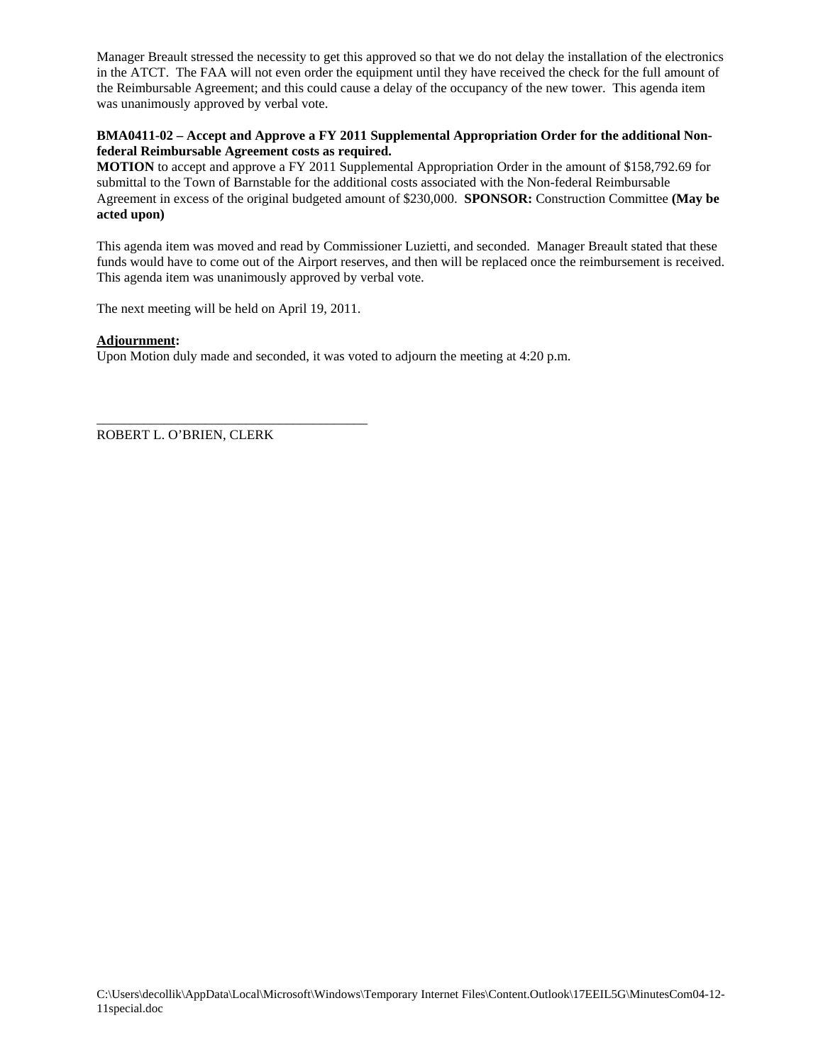Manager Breault stressed the necessity to get this approved so that we do not delay the installation of the electronics in the ATCT. The FAA will not even order the equipment until they have received the check for the full amount of the Reimbursable Agreement; and this could cause a delay of the occupancy of the new tower. This agenda item was unanimously approved by verbal vote.

**BMA0411-02 – Accept and Approve a FY 2011 Supplemental Appropriation Order for the additional Non-federal Reimbursable Agreement costs as required.**

**MOTION** to accept and approve a FY 2011 Supplemental Appropriation Order in the amount of $158,792.69 for submittal to the Town of Barnstable for the additional costs associated with the Non-federal Reimbursable Agreement in excess of the original budgeted amount of $230,000. **SPONSOR:** Construction Committee **(May be acted upon)**

This agenda item was moved and read by Commissioner Luzietti, and seconded. Manager Breault stated that these funds would have to come out of the Airport reserves, and then will be replaced once the reimbursement is received. This agenda item was unanimously approved by verbal vote.

The next meeting will be held on April 19, 2011.

**Adjournment:**

Upon Motion duly made and seconded, it was voted to adjourn the meeting at 4:20 p.m.

\_\_\_\_\_\_\_\_\_\_\_\_\_\_\_\_\_\_\_\_\_\_\_\_\_\_\_\_\_\_\_\_\_\_\_\_\_\_\_\_

ROBERT L. O'BRIEN, CLERK

C:\Users\decollik\AppData\Local\Microsoft\Windows\Temporary Internet Files\Content.Outlook\17EEIL5G\MinutesCom04-12-11special.doc